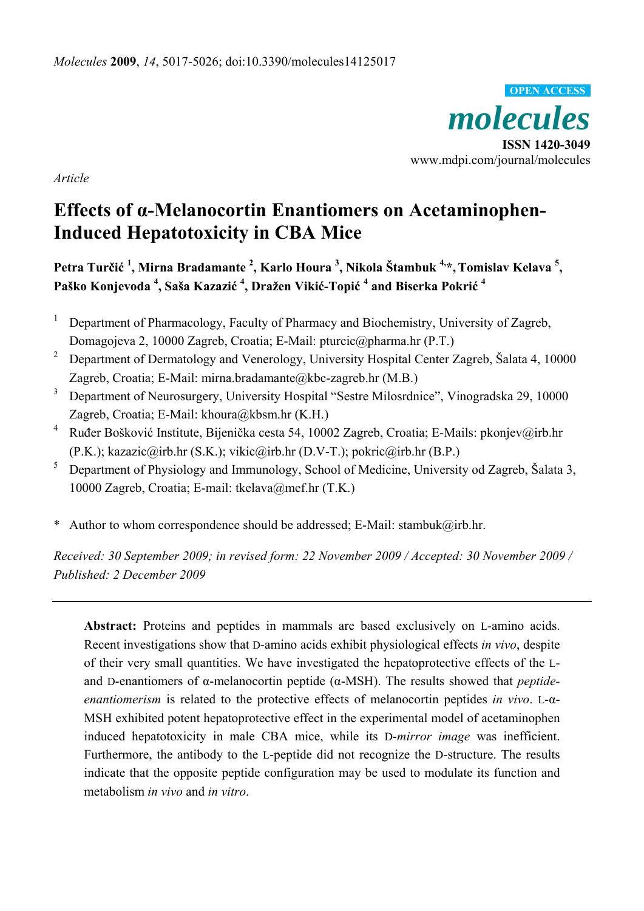*Article*

# Effects of α-Melanocortin Enantiomers on Acetaminophen-Induced Hepatotoxicity in CBA Mice

**Petra Turčić [1], Mirna Bradamante [2], Karlo Houra [3], Nikola Štambuk [4,*], Tomislav Kelava [5], Paško Konjevoda [4], Saša Kazazić [4], Dražen Vikić-Topić [4] and Biserka Pokrić [4]**

1. Department of Pharmacology, Faculty of Pharmacy and Biochemistry, University of Zagreb, Domagojeva 2, 10000 Zagreb, Croatia; E-Mail: pturcic@pharma.hr (P.T.)
2. Department of Dermatology and Venerology, University Hospital Center Zagreb, Šalata 4, 10000 Zagreb, Croatia; E-Mail: mirna.bradamante@kbc-zagreb.hr (M.B.)
3. Department of Neurosurgery, University Hospital "Sestre Milosrdnice", Vinogradska 29, 10000 Zagreb, Croatia; E-Mail: khoura@kbsm.hr (K.H.)
4. Ruđer Bošković Institute, Bijenička cesta 54, 10002 Zagreb, Croatia; E-Mails: pkonjev@irb.hr (P.K.); kazazic@irb.hr (S.K.); vikic@irb.hr (D.V-T.); pokric@irb.hr (B.P.)
5. Department of Physiology and Immunology, School of Medicine, University od Zagreb, Šalata 3, 10000 Zagreb, Croatia; E-mail: tkelava@mef.hr (T.K.)

\* Author to whom correspondence should be addressed; E-Mail: stambuk@irb.hr.

*Received: 30 September 2009; in revised form: 22 November 2009 / Accepted: 30 November 2009 / Published: 2 December 2009*

---

**Abstract:** Proteins and peptides in mammals are based exclusively on L-amino acids. Recent investigations show that D-amino acids exhibit physiological effects *in vivo*, despite of their very small quantities. We have investigated the hepatoprotective effects of the L- and D-enantiomers of α-melanocortin peptide (α-MSH). The results showed that *peptide-enantiomerism* is related to the protective effects of melanocortin peptides *in vivo*. L-α-MSH exhibited potent hepatoprotective effect in the experimental model of acetaminophen induced hepatotoxicity in male CBA mice, while its D-*mirror image* was inefficient. Furthermore, the antibody to the L-peptide did not recognize the D-structure. The results indicate that the opposite peptide configuration may be used to modulate its function and metabolism *in vivo* and *in vitro*.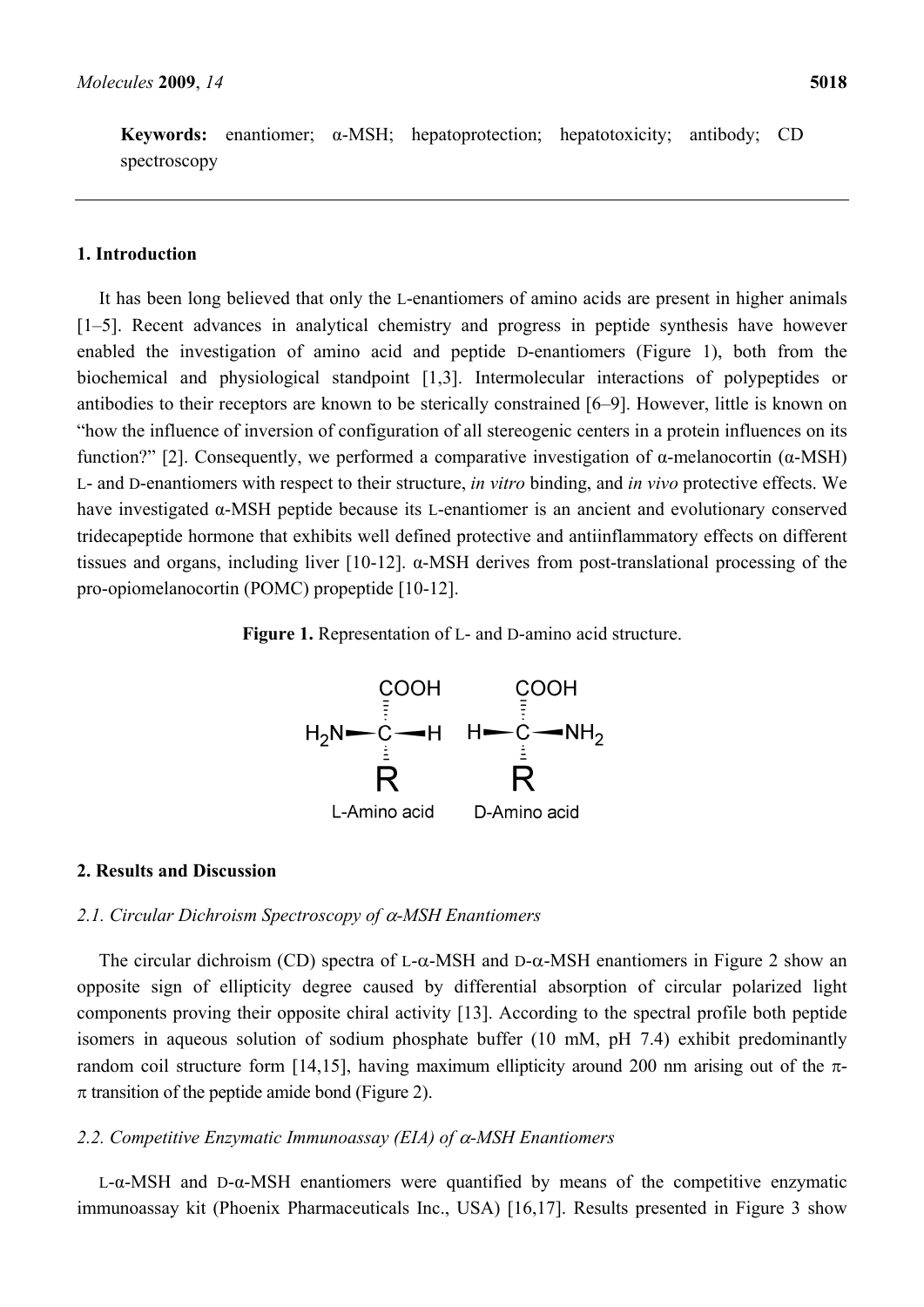**Keywords:** enantiomer; α-MSH; hepatoprotection; hepatotoxicity; antibody; CD spectroscopy

## 1. Introduction

It has been long believed that only the L-enantiomers of amino acids are present in higher animals [1–5]. Recent advances in analytical chemistry and progress in peptide synthesis have however enabled the investigation of amino acid and peptide D-enantiomers (Figure 1), both from the biochemical and physiological standpoint [1,3]. Intermolecular interactions of polypeptides or antibodies to their receptors are known to be sterically constrained [6–9]. However, little is known on "how the influence of inversion of configuration of all stereogenic centers in a protein influences on its function?" [2]. Consequently, we performed a comparative investigation of α-melanocortin (α-MSH) L- and D-enantiomers with respect to their structure, *in vitro* binding, and *in vivo* protective effects. We have investigated α-MSH peptide because its L-enantiomer is an ancient and evolutionary conserved tridecapeptide hormone that exhibits well defined protective and antiinflammatory effects on different tissues and organs, including liver [10-12]. α-MSH derives from post-translational processing of the pro-opiomelanocortin (POMC) propeptide [10-12].

**Figure 1.** Representation of L- and D-amino acid structure.

## 2. Results and Discussion

### 2.1. Circular Dichroism Spectroscopy of α-MSH Enantiomers

The circular dichroism (CD) spectra of L-α-MSH and D-α-MSH enantiomers in Figure 2 show an opposite sign of ellipticity degree caused by differential absorption of circular polarized light components proving their opposite chiral activity [13]. According to the spectral profile both peptide isomers in aqueous solution of sodium phosphate buffer (10 mM, pH 7.4) exhibit predominantly random coil structure form [14,15], having maximum ellipticity around 200 nm arising out of the π-π transition of the peptide amide bond (Figure 2).

### 2.2. Competitive Enzymatic Immunoassay (EIA) of α-MSH Enantiomers

L-α-MSH and D-α-MSH enantiomers were quantified by means of the competitive enzymatic immunoassay kit (Phoenix Pharmaceuticals Inc., USA) [16,17]. Results presented in Figure 3 show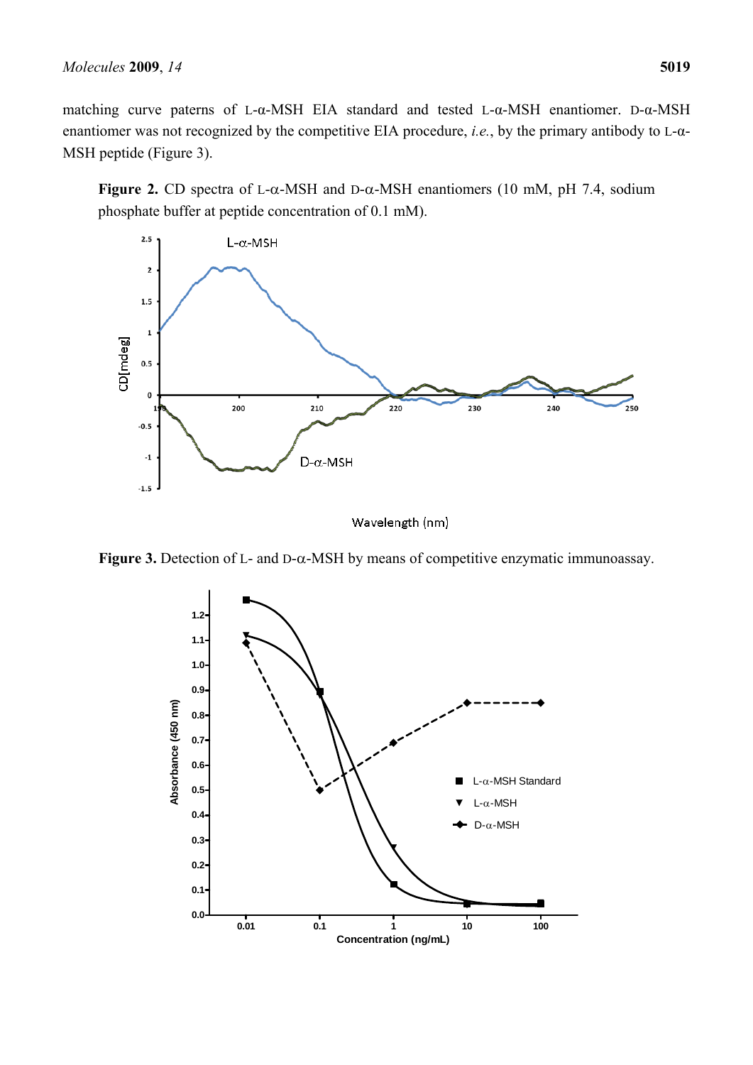matching curve paterns of L-α-MSH EIA standard and tested L-α-MSH enantiomer. D-α-MSH enantiomer was not recognized by the competitive EIA procedure, *i.e.*, by the primary antibody to L-α-MSH peptide (Figure 3).

**Figure 2.** CD spectra of L-α-MSH and D-α-MSH enantiomers (10 mM, pH 7.4, sodium phosphate buffer at peptide concentration of 0.1 mM).

**Figure 3.** Detection of L- and D-α-MSH by means of competitive enzymatic immunoassay.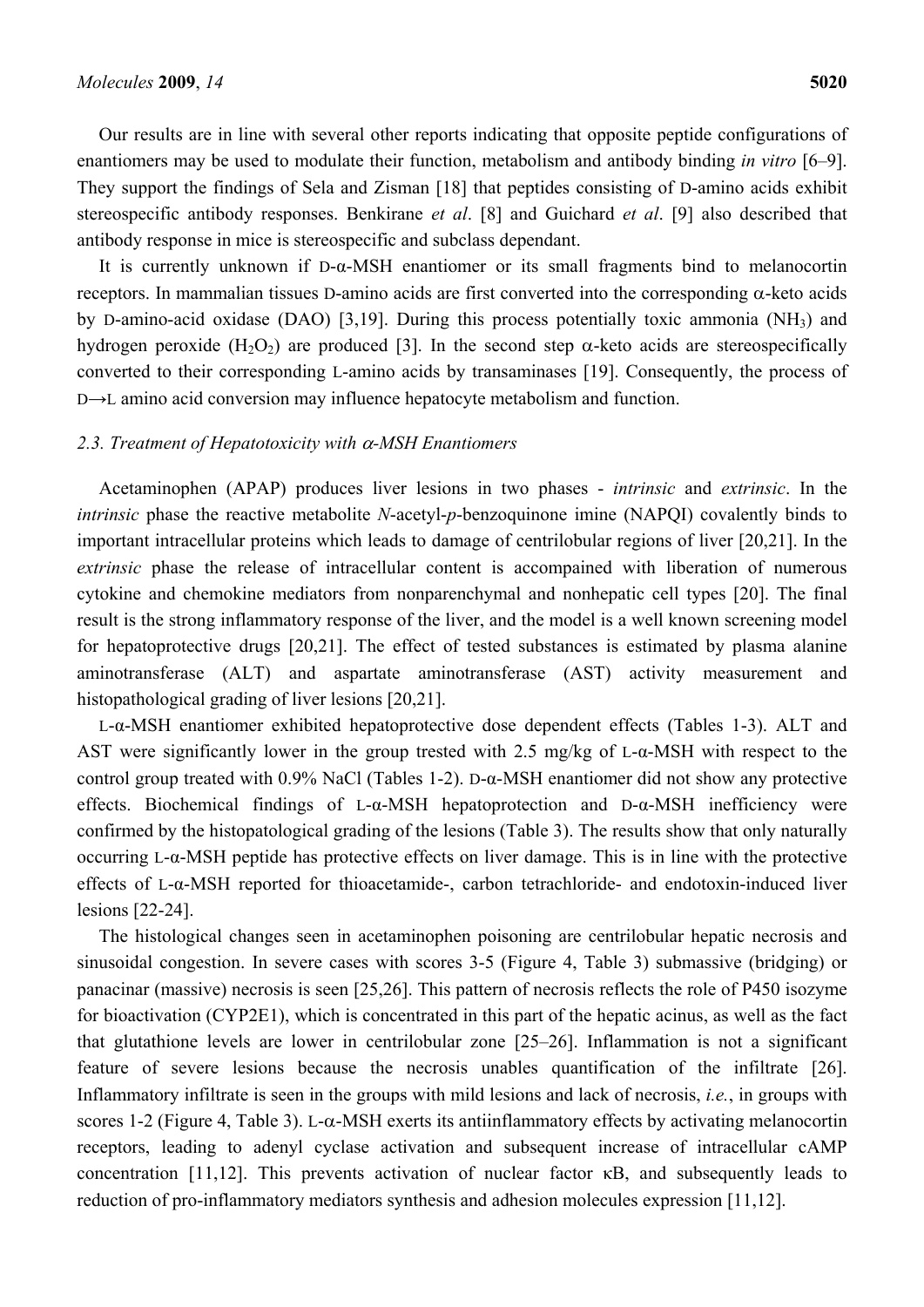Our results are in line with several other reports indicating that opposite peptide configurations of enantiomers may be used to modulate their function, metabolism and antibody binding *in vitro* [6–9]. They support the findings of Sela and Zisman [18] that peptides consisting of D-amino acids exhibit stereospecific antibody responses. Benkirane *et al*. [8] and Guichard *et al*. [9] also described that antibody response in mice is stereospecific and subclass dependant.

It is currently unknown if D-α-MSH enantiomer or its small fragments bind to melanocortin receptors. In mammalian tissues D-amino acids are first converted into the corresponding α-keto acids by D-amino-acid oxidase (DAO) [3,19]. During this process potentially toxic ammonia ($NH_3$) and hydrogen peroxide ($H_2O_2$) are produced [3]. In the second step α-keto acids are stereospecifically converted to their corresponding L-amino acids by transaminases [19]. Consequently, the process of D→L amino acid conversion may influence hepatocyte metabolism and function.

### 2.3. Treatment of Hepatotoxicity with α-MSH Enantiomers

Acetaminophen (APAP) produces liver lesions in two phases - *intrinsic* and *extrinsic*. In the *intrinsic* phase the reactive metabolite *N*-acetyl-*p*-benzoquinone imine (NAPQI) covalently binds to important intracellular proteins which leads to damage of centrilobular regions of liver [20,21]. In the *extrinsic* phase the release of intracellular content is accompanied with liberation of numerous cytokine and chemokine mediators from nonparenchymal and nonhepatic cell types [20]. The final result is the strong inflammatory response of the liver, and the model is a well known screening model for hepatoprotective drugs [20,21]. The effect of tested substances is estimated by plasma alanine aminotransferase (ALT) and aspartate aminotransferase (AST) activity measurement and histopathological grading of liver lesions [20,21].

L-α-MSH enantiomer exhibited hepatoprotective dose dependent effects (Tables 1-3). ALT and AST were significantly lower in the group trested with 2.5 mg/kg of L-α-MSH with respect to the control group treated with 0.9% NaCl (Tables 1-2). D-α-MSH enantiomer did not show any protective effects. Biochemical findings of L-α-MSH hepatoprotection and D-α-MSH inefficiency were confirmed by the histopatological grading of the lesions (Table 3). The results show that only naturally occurring L-α-MSH peptide has protective effects on liver damage. This is in line with the protective effects of L-α-MSH reported for thioacetamide-, carbon tetrachloride- and endotoxin-induced liver lesions [22-24].

The histological changes seen in acetaminophen poisoning are centrilobular hepatic necrosis and sinusoidal congestion. In severe cases with scores 3-5 (Figure 4, Table 3) submassive (bridging) or panacinar (massive) necrosis is seen [25,26]. This pattern of necrosis reflects the role of P450 isozyme for bioactivation (CYP2E1), which is concentrated in this part of the hepatic acinus, as well as the fact that glutathione levels are lower in centrilobular zone [25–26]. Inflammation is not a significant feature of severe lesions because the necrosis unables quantification of the infiltrate [26]. Inflammatory infiltrate is seen in the groups with mild lesions and lack of necrosis, *i.e.*, in groups with scores 1-2 (Figure 4, Table 3). L-α-MSH exerts its antiinflammatory effects by activating melanocortin receptors, leading to adenyl cyclase activation and subsequent increase of intracellular cAMP concentration [11,12]. This prevents activation of nuclear factor κB, and subsequently leads to reduction of pro-inflammatory mediators synthesis and adhesion molecules expression [11,12].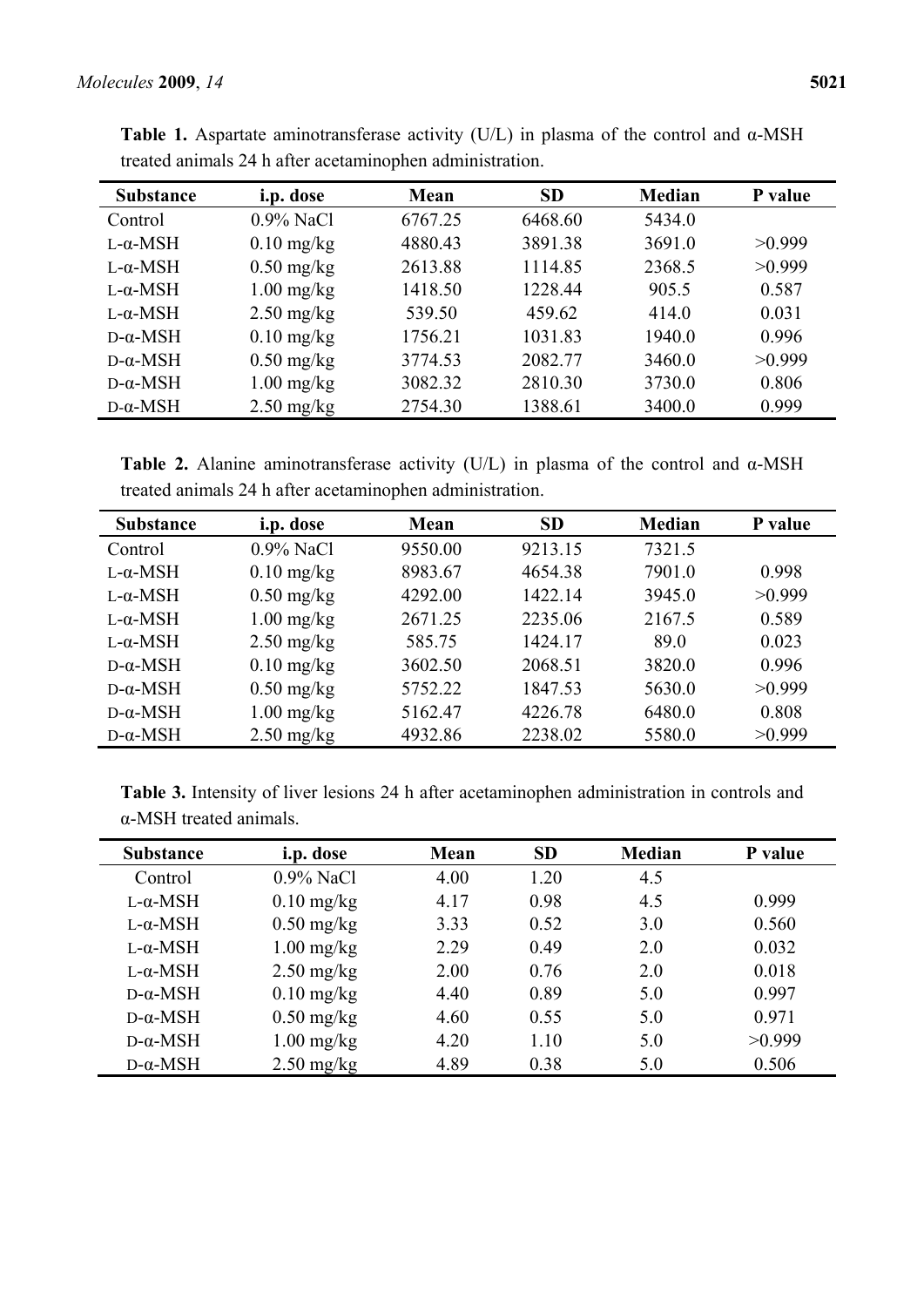**Table 1.** Aspartate aminotransferase activity (U/L) in plasma of the control and α-MSH treated animals 24 h after acetaminophen administration.

| Substance | i.p. dose | Mean | SD | Median | P value |
|---|---|---|---|---|---|
| Control | 0.9% NaCl | 6767.25 | 6468.60 | 5434.0 | |
| L-α-MSH | 0.10 mg/kg | 4880.43 | 3891.38 | 3691.0 | >0.999 |
| L-α-MSH | 0.50 mg/kg | 2613.88 | 1114.85 | 2368.5 | >0.999 |
| L-α-MSH | 1.00 mg/kg | 1418.50 | 1228.44 | 905.5 | 0.587 |
| L-α-MSH | 2.50 mg/kg | 539.50 | 459.62 | 414.0 | 0.031 |
| D-α-MSH | 0.10 mg/kg | 1756.21 | 1031.83 | 1940.0 | 0.996 |
| D-α-MSH | 0.50 mg/kg | 3774.53 | 2082.77 | 3460.0 | >0.999 |
| D-α-MSH | 1.00 mg/kg | 3082.32 | 2810.30 | 3730.0 | 0.806 |
| D-α-MSH | 2.50 mg/kg | 2754.30 | 1388.61 | 3400.0 | 0.999 |

**Table 2.** Alanine aminotransferase activity (U/L) in plasma of the control and α-MSH treated animals 24 h after acetaminophen administration.

| Substance | i.p. dose | Mean | SD | Median | P value |
|---|---|---|---|---|---|
| Control | 0.9% NaCl | 9550.00 | 9213.15 | 7321.5 | |
| L-α-MSH | 0.10 mg/kg | 8983.67 | 4654.38 | 7901.0 | 0.998 |
| L-α-MSH | 0.50 mg/kg | 4292.00 | 1422.14 | 3945.0 | >0.999 |
| L-α-MSH | 1.00 mg/kg | 2671.25 | 2235.06 | 2167.5 | 0.589 |
| L-α-MSH | 2.50 mg/kg | 585.75 | 1424.17 | 89.0 | 0.023 |
| D-α-MSH | 0.10 mg/kg | 3602.50 | 2068.51 | 3820.0 | 0.996 |
| D-α-MSH | 0.50 mg/kg | 5752.22 | 1847.53 | 5630.0 | >0.999 |
| D-α-MSH | 1.00 mg/kg | 5162.47 | 4226.78 | 6480.0 | 0.808 |
| D-α-MSH | 2.50 mg/kg | 4932.86 | 2238.02 | 5580.0 | >0.999 |

**Table 3.** Intensity of liver lesions 24 h after acetaminophen administration in controls and α-MSH treated animals.

| Substance | i.p. dose | Mean | SD | Median | P value |
|---|---|---|---|---|---|
| Control | 0.9% NaCl | 4.00 | 1.20 | 4.5 | |
| L-α-MSH | 0.10 mg/kg | 4.17 | 0.98 | 4.5 | 0.999 |
| L-α-MSH | 0.50 mg/kg | 3.33 | 0.52 | 3.0 | 0.560 |
| L-α-MSH | 1.00 mg/kg | 2.29 | 0.49 | 2.0 | 0.032 |
| L-α-MSH | 2.50 mg/kg | 2.00 | 0.76 | 2.0 | 0.018 |
| D-α-MSH | 0.10 mg/kg | 4.40 | 0.89 | 5.0 | 0.997 |
| D-α-MSH | 0.50 mg/kg | 4.60 | 0.55 | 5.0 | 0.971 |
| D-α-MSH | 1.00 mg/kg | 4.20 | 1.10 | 5.0 | >0.999 |
| D-α-MSH | 2.50 mg/kg | 4.89 | 0.38 | 5.0 | 0.506 |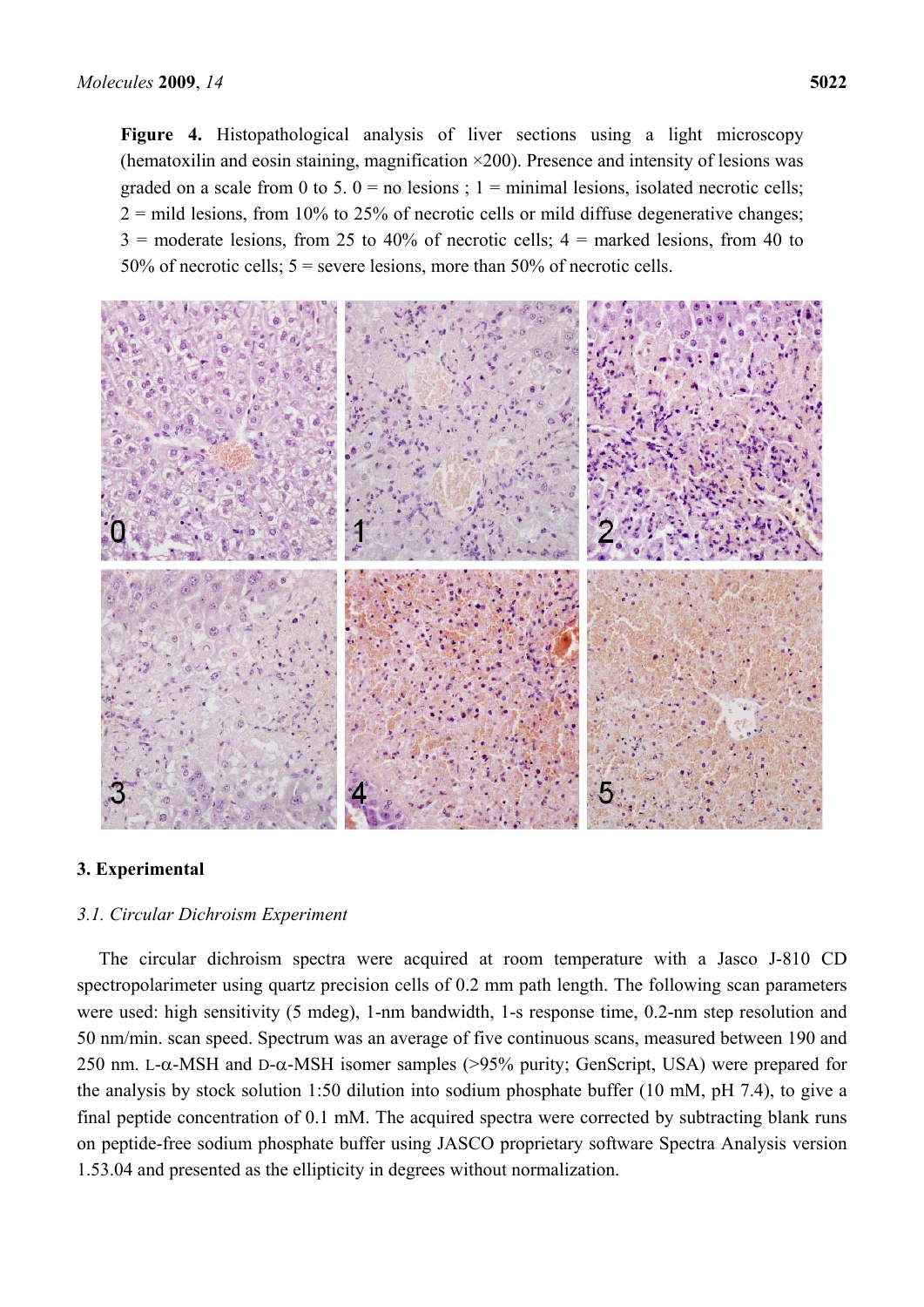**Figure 4.** Histopathological analysis of liver sections using a light microscopy (hematoxilin and eosin staining, magnification ×200). Presence and intensity of lesions was graded on a scale from 0 to 5. 0 = no lesions ; 1 = minimal lesions, isolated necrotic cells; 2 = mild lesions, from 10% to 25% of necrotic cells or mild diffuse degenerative changes; 3 = moderate lesions, from 25 to 40% of necrotic cells; 4 = marked lesions, from 40 to 50% of necrotic cells; 5 = severe lesions, more than 50% of necrotic cells.

## 3. Experimental

### *3.1. Circular Dichroism Experiment*

The circular dichroism spectra were acquired at room temperature with a Jasco J-810 CD spectropolarimeter using quartz precision cells of 0.2 mm path length. The following scan parameters were used: high sensitivity (5 mdeg), 1-nm bandwidth, 1-s response time, 0.2-nm step resolution and 50 nm/min. scan speed. Spectrum was an average of five continuous scans, measured between 190 and 250 nm. L-α-MSH and D-α-MSH isomer samples (>95% purity; GenScript, USA) were prepared for the analysis by stock solution 1:50 dilution into sodium phosphate buffer (10 mM, pH 7.4), to give a final peptide concentration of 0.1 mM. The acquired spectra were corrected by subtracting blank runs on peptide-free sodium phosphate buffer using JASCO proprietary software Spectra Analysis version 1.53.04 and presented as the ellipticity in degrees without normalization.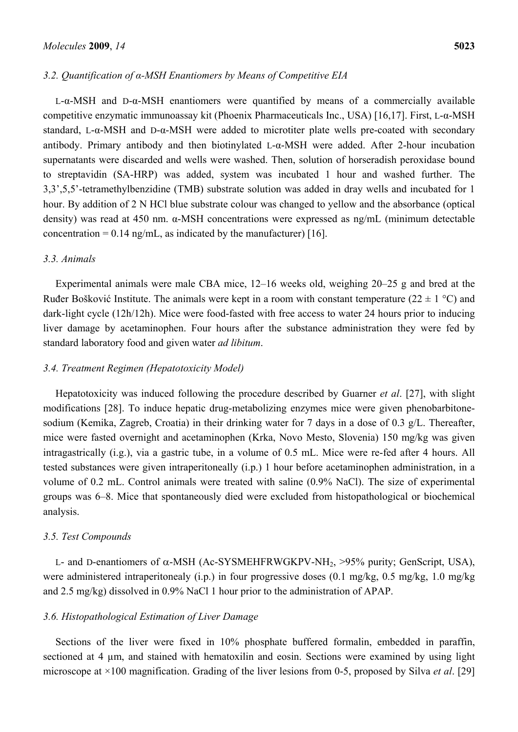### 3.2. Quantification of α-MSH Enantiomers by Means of Competitive EIA

L-α-MSH and D-α-MSH enantiomers were quantified by means of a commercially available competitive enzymatic immunoassay kit (Phoenix Pharmaceuticals Inc., USA) [16,17]. First, L-α-MSH standard, L-α-MSH and D-α-MSH were added to microtiter plate wells pre-coated with secondary antibody. Primary antibody and then biotinylated L-α-MSH were added. After 2-hour incubation supernatants were discarded and wells were washed. Then, solution of horseradish peroxidase bound to streptavidin (SA-HRP) was added, system was incubated 1 hour and washed further. The 3,3',5,5'-tetramethylbenzidine (TMB) substrate solution was added in dray wells and incubated for 1 hour. By addition of 2 N HCl blue substrate colour was changed to yellow and the absorbance (optical density) was read at 450 nm. α-MSH concentrations were expressed as ng/mL (minimum detectable concentration = 0.14 ng/mL, as indicated by the manufacturer) [16].

### 3.3. Animals

Experimental animals were male CBA mice, 12–16 weeks old, weighing 20–25 g and bred at the Ruđer Bošković Institute. The animals were kept in a room with constant temperature (22 ± 1 °C) and dark-light cycle (12h/12h). Mice were food-fasted with free access to water 24 hours prior to inducing liver damage by acetaminophen. Four hours after the substance administration they were fed by standard laboratory food and given water *ad libitum*.

### 3.4. Treatment Regimen (Hepatotoxicity Model)

Hepatotoxicity was induced following the procedure described by Guarner *et al*. [27], with slight modifications [28]. To induce hepatic drug-metabolizing enzymes mice were given phenobarbitone-sodium (Kemika, Zagreb, Croatia) in their drinking water for 7 days in a dose of 0.3 g/L. Thereafter, mice were fasted overnight and acetaminophen (Krka, Novo Mesto, Slovenia) 150 mg/kg was given intragastrically (i.g.), via a gastric tube, in a volume of 0.5 mL. Mice were re-fed after 4 hours. All tested substances were given intraperitoneally (i.p.) 1 hour before acetaminophen administration, in a volume of 0.2 mL. Control animals were treated with saline (0.9% NaCl). The size of experimental groups was 6–8. Mice that spontaneously died were excluded from histopathological or biochemical analysis.

### 3.5. Test Compounds

L- and D-enantiomers of α-MSH (Ac-SYSMEHFRWGKPV-$NH_2$, >95% purity; GenScript, USA), were administered intraperitonealy (i.p.) in four progressive doses (0.1 mg/kg, 0.5 mg/kg, 1.0 mg/kg and 2.5 mg/kg) dissolved in 0.9% NaCl 1 hour prior to the administration of APAP.

### 3.6. Histopathological Estimation of Liver Damage

Sections of the liver were fixed in 10% phosphate buffered formalin, embedded in paraffin, sectioned at 4 µm, and stained with hematoxilin and eosin. Sections were examined by using light microscope at ×100 magnification. Grading of the liver lesions from 0-5, proposed by Silva *et al*. [29]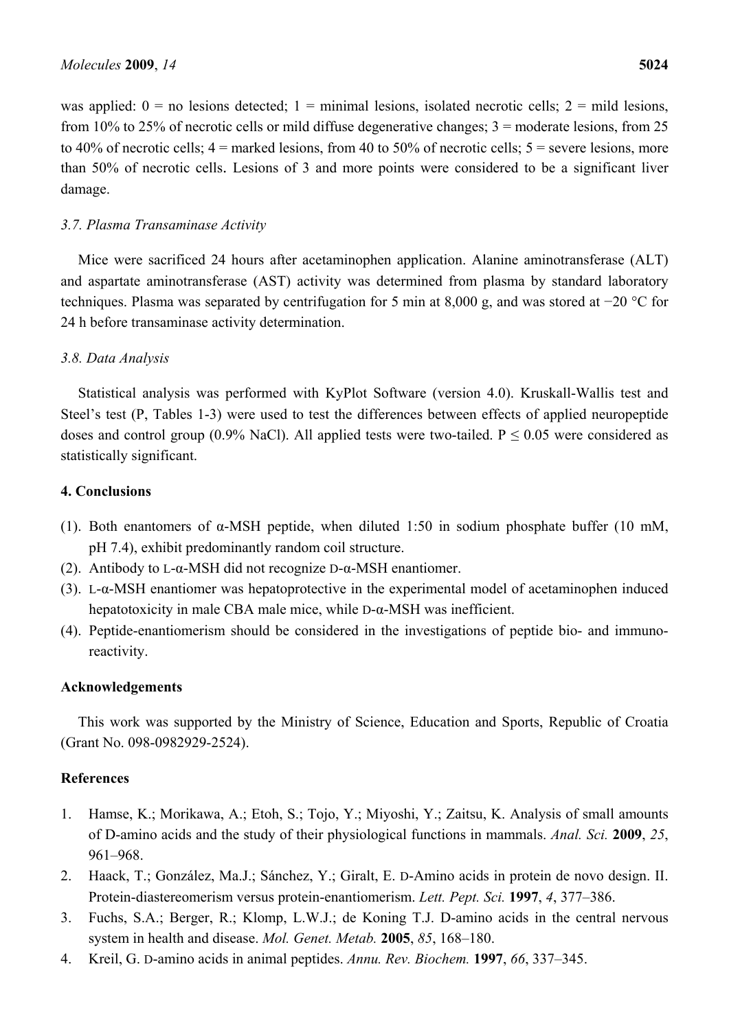was applied: 0 = no lesions detected; 1 = minimal lesions, isolated necrotic cells; 2 = mild lesions, from 10% to 25% of necrotic cells or mild diffuse degenerative changes; 3 = moderate lesions, from 25 to 40% of necrotic cells; 4 = marked lesions, from 40 to 50% of necrotic cells; 5 = severe lesions, more than 50% of necrotic cells. Lesions of 3 and more points were considered to be a significant liver damage.

### *3.7. Plasma Transaminase Activity*

Mice were sacrificed 24 hours after acetaminophen application. Alanine aminotransferase (ALT) and aspartate aminotransferase (AST) activity was determined from plasma by standard laboratory techniques. Plasma was separated by centrifugation for 5 min at 8,000 g, and was stored at −20 °C for 24 h before transaminase activity determination.

### *3.8. Data Analysis*

Statistical analysis was performed with KyPlot Software (version 4.0). Kruskall-Wallis test and Steel's test (P, Tables 1-3) were used to test the differences between effects of applied neuropeptide doses and control group (0.9% NaCl). All applied tests were two-tailed. $P \leq 0.05$ were considered as statistically significant.

## 4. Conclusions

(1). Both enantomers of α-MSH peptide, when diluted 1:50 in sodium phosphate buffer (10 mM, pH 7.4), exhibit predominantly random coil structure.

(2). Antibody to L-α-MSH did not recognize D-α-MSH enantiomer.

(3). L-α-MSH enantiomer was hepatoprotective in the experimental model of acetaminophen induced hepatotoxicity in male CBA male mice, while D-α-MSH was inefficient.

(4). Peptide-enantiomerism should be considered in the investigations of peptide bio- and immuno-reactivity.

## Acknowledgements

This work was supported by the Ministry of Science, Education and Sports, Republic of Croatia (Grant No. 098-0982929-2524).

## References

1. Hamse, K.; Morikawa, A.; Etoh, S.; Tojo, Y.; Miyoshi, Y.; Zaitsu, K. Analysis of small amounts of D-amino acids and the study of their physiological functions in mammals. *Anal. Sci.* **2009**, *25*, 961–968.
2. Haack, T.; González, Ma.J.; Sánchez, Y.; Giralt, E. D-Amino acids in protein de novo design. II. Protein-diastereomerism versus protein-enantiomerism. *Lett. Pept. Sci.* **1997**, *4*, 377–386.
3. Fuchs, S.A.; Berger, R.; Klomp, L.W.J.; de Koning T.J. D-amino acids in the central nervous system in health and disease. *Mol. Genet. Metab.* **2005**, *85*, 168–180.
4. Kreil, G. D-amino acids in animal peptides. *Annu. Rev. Biochem.* **1997**, *66*, 337–345.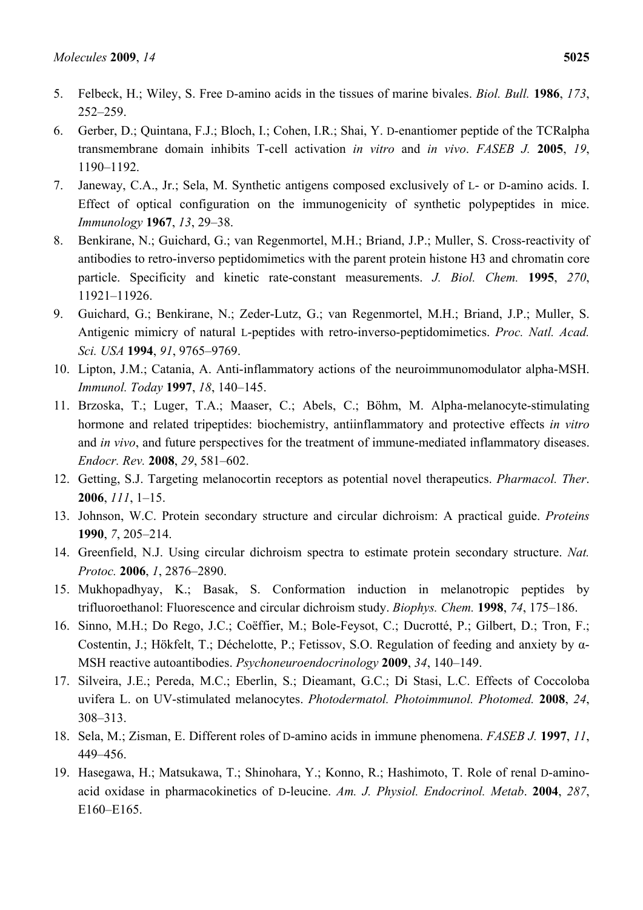5. Felbeck, H.; Wiley, S. Free D-amino acids in the tissues of marine bivales. *Biol. Bull.* **1986**, *173*, 252–259.
6. Gerber, D.; Quintana, F.J.; Bloch, I.; Cohen, I.R.; Shai, Y. D-enantiomer peptide of the TCRalpha transmembrane domain inhibits T-cell activation *in vitro* and *in vivo*. *FASEB J.* **2005**, *19*, 1190–1192.
7. Janeway, C.A., Jr.; Sela, M. Synthetic antigens composed exclusively of L- or D-amino acids. I. Effect of optical configuration on the immunogenicity of synthetic polypeptides in mice. *Immunology* **1967**, *13*, 29–38.
8. Benkirane, N.; Guichard, G.; van Regenmortel, M.H.; Briand, J.P.; Muller, S. Cross-reactivity of antibodies to retro-inverso peptidomimetics with the parent protein histone H3 and chromatin core particle. Specificity and kinetic rate-constant measurements. *J. Biol. Chem.* **1995**, *270*, 11921–11926.
9. Guichard, G.; Benkirane, N.; Zeder-Lutz, G.; van Regenmortel, M.H.; Briand, J.P.; Muller, S. Antigenic mimicry of natural L-peptides with retro-inverso-peptidomimetics. *Proc. Natl. Acad. Sci. USA* **1994**, *91*, 9765–9769.
10. Lipton, J.M.; Catania, A. Anti-inflammatory actions of the neuroimmunomodulator alpha-MSH. *Immunol. Today* **1997**, *18*, 140–145.
11. Brzoska, T.; Luger, T.A.; Maaser, C.; Abels, C.; Böhm, M. Alpha-melanocyte-stimulating hormone and related tripeptides: biochemistry, antiinflammatory and protective effects *in vitro* and *in vivo*, and future perspectives for the treatment of immune-mediated inflammatory diseases. *Endocr. Rev.* **2008**, *29*, 581–602.
12. Getting, S.J. Targeting melanocortin receptors as potential novel therapeutics. *Pharmacol. Ther*. **2006**, *111*, 1–15.
13. Johnson, W.C. Protein secondary structure and circular dichroism: A practical guide. *Proteins* **1990**, *7*, 205–214.
14. Greenfield, N.J. Using circular dichroism spectra to estimate protein secondary structure. *Nat. Protoc.* **2006**, *1*, 2876–2890.
15. Mukhopadhyay, K.; Basak, S. Conformation induction in melanotropic peptides by trifluoroethanol: Fluorescence and circular dichroism study. *Biophys. Chem.* **1998**, *74*, 175–186.
16. Sinno, M.H.; Do Rego, J.C.; Coëffier, M.; Bole-Feysot, C.; Ducrotté, P.; Gilbert, D.; Tron, F.; Costentin, J.; Hökfelt, T.; Déchelotte, P.; Fetissov, S.O. Regulation of feeding and anxiety by α-MSH reactive autoantibodies. *Psychoneuroendocrinology* **2009**, *34*, 140–149.
17. Silveira, J.E.; Pereda, M.C.; Eberlin, S.; Dieamant, G.C.; Di Stasi, L.C. Effects of Coccoloba uvifera L. on UV-stimulated melanocytes. *Photodermatol. Photoimmunol. Photomed.* **2008**, *24*, 308–313.
18. Sela, M.; Zisman, E. Different roles of D-amino acids in immune phenomena. *FASEB J.* **1997**, *11*, 449–456.
19. Hasegawa, H.; Matsukawa, T.; Shinohara, Y.; Konno, R.; Hashimoto, T. Role of renal D-amino-acid oxidase in pharmacokinetics of D-leucine. *Am. J. Physiol. Endocrinol. Metab*. **2004**, *287*, E160–E165.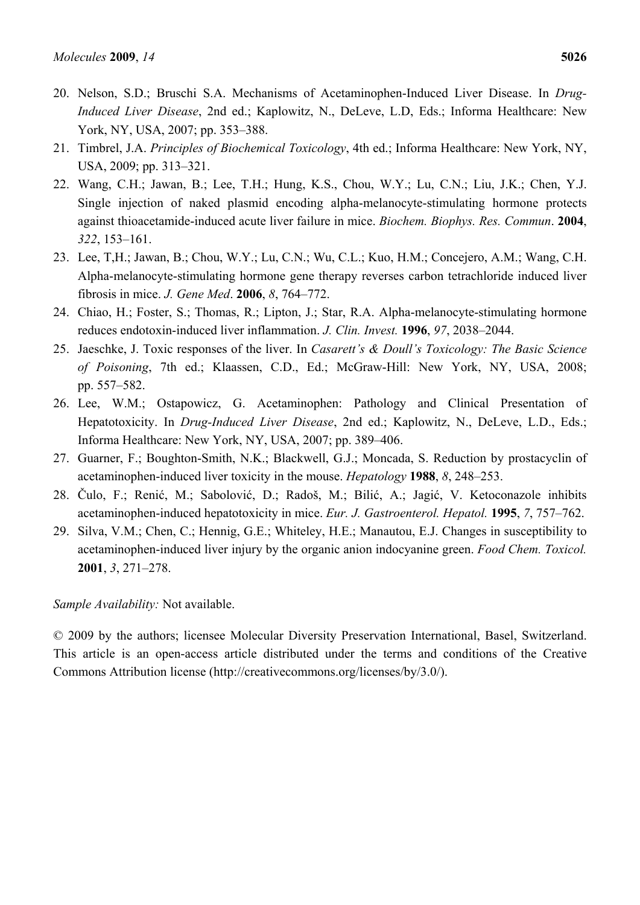20. Nelson, S.D.; Bruschi S.A. Mechanisms of Acetaminophen-Induced Liver Disease. In *Drug-Induced Liver Disease*, 2nd ed.; Kaplowitz, N., DeLeve, L.D, Eds.; Informa Healthcare: New York, NY, USA, 2007; pp. 353–388.
21. Timbrel, J.A. *Principles of Biochemical Toxicology*, 4th ed.; Informa Healthcare: New York, NY, USA, 2009; pp. 313–321.
22. Wang, C.H.; Jawan, B.; Lee, T.H.; Hung, K.S., Chou, W.Y.; Lu, C.N.; Liu, J.K.; Chen, Y.J. Single injection of naked plasmid encoding alpha-melanocyte-stimulating hormone protects against thioacetamide-induced acute liver failure in mice. *Biochem. Biophys. Res. Commun*. **2004**, *322*, 153–161.
23. Lee, T,H.; Jawan, B.; Chou, W.Y.; Lu, C.N.; Wu, C.L.; Kuo, H.M.; Concejero, A.M.; Wang, C.H. Alpha-melanocyte-stimulating hormone gene therapy reverses carbon tetrachloride induced liver fibrosis in mice. *J. Gene Med*. **2006**, *8*, 764–772.
24. Chiao, H.; Foster, S.; Thomas, R.; Lipton, J.; Star, R.A. Alpha-melanocyte-stimulating hormone reduces endotoxin-induced liver inflammation. *J. Clin. Invest.* **1996**, *97*, 2038–2044.
25. Jaeschke, J. Toxic responses of the liver. In *Casarett's & Doull's Toxicology: The Basic Science of Poisoning*, 7th ed.; Klaassen, C.D., Ed.; McGraw-Hill: New York, NY, USA, 2008; pp. 557–582.
26. Lee, W.M.; Ostapowicz, G. Acetaminophen: Pathology and Clinical Presentation of Hepatotoxicity. In *Drug-Induced Liver Disease*, 2nd ed.; Kaplowitz, N., DeLeve, L.D., Eds.; Informa Healthcare: New York, NY, USA, 2007; pp. 389–406.
27. Guarner, F.; Boughton-Smith, N.K.; Blackwell, G.J.; Moncada, S. Reduction by prostacyclin of acetaminophen-induced liver toxicity in the mouse. *Hepatology* **1988**, *8*, 248–253.
28. Čulo, F.; Renić, M.; Sabolović, D.; Radoš, M.; Bilić, A.; Jagić, V. Ketoconazole inhibits acetaminophen-induced hepatotoxicity in mice. *Eur. J. Gastroenterol. Hepatol.* **1995**, *7*, 757–762.
29. Silva, V.M.; Chen, C.; Hennig, G.E.; Whiteley, H.E.; Manautou, E.J. Changes in susceptibility to acetaminophen-induced liver injury by the organic anion indocyanine green. *Food Chem. Toxicol.* **2001**, *3*, 271–278.

*Sample Availability:* Not available.

© 2009 by the authors; licensee Molecular Diversity Preservation International, Basel, Switzerland. This article is an open-access article distributed under the terms and conditions of the Creative Commons Attribution license (http://creativecommons.org/licenses/by/3.0/).